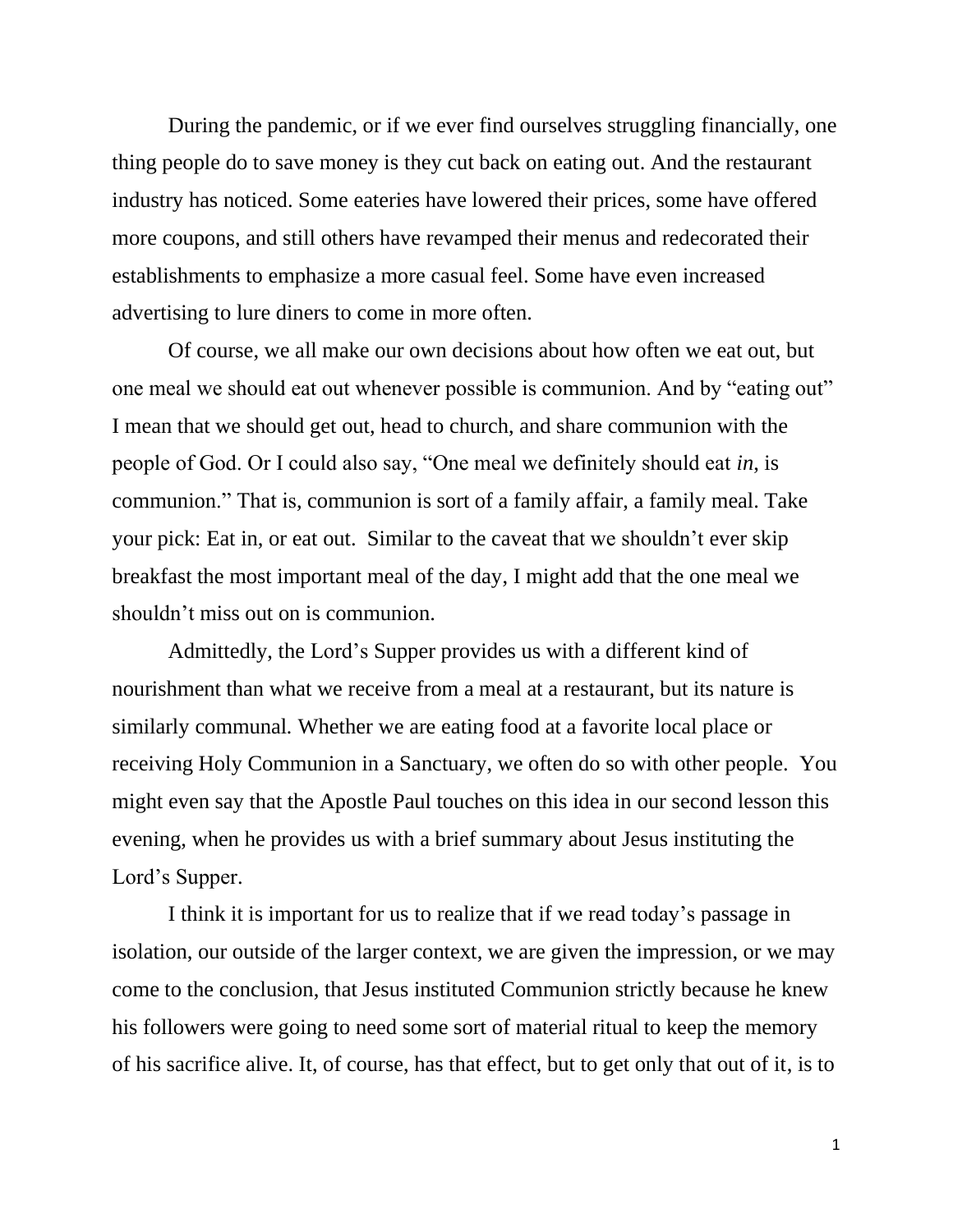During the pandemic, or if we ever find ourselves struggling financially, one thing people do to save money is they cut back on eating out. And the restaurant industry has noticed. Some eateries have lowered their prices, some have offered more coupons, and still others have revamped their menus and redecorated their establishments to emphasize a more casual feel. Some have even increased advertising to lure diners to come in more often.

Of course, we all make our own decisions about how often we eat out, but one meal we should eat out whenever possible is communion. And by "eating out" I mean that we should get out, head to church, and share communion with the people of God. Or I could also say, "One meal we definitely should eat *in,* is communion." That is, communion is sort of a family affair, a family meal. Take your pick: Eat in, or eat out.  Similar to the caveat that we shouldn't ever skip breakfast the most important meal of the day, I might add that the one meal we shouldn't miss out on is communion.

Admittedly, the Lord's Supper provides us with a different kind of nourishment than what we receive from a meal at a restaurant, but its nature is similarly communal. Whether we are eating food at a favorite local place or receiving Holy Communion in a Sanctuary, we often do so with other people.  You might even say that the Apostle Paul touches on this idea in our second lesson this evening, when he provides us with a brief summary about Jesus instituting the Lord's Supper.

I think it is important for us to realize that if we read today's passage in isolation, our outside of the larger context, we are given the impression, or we may come to the conclusion, that Jesus instituted Communion strictly because he knew his followers were going to need some sort of material ritual to keep the memory of his sacrifice alive. It, of course, has that effect, but to get only that out of it, is to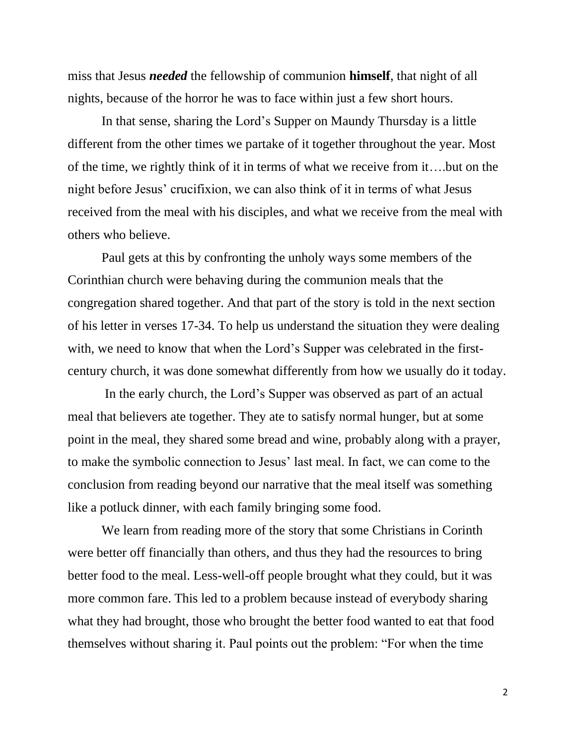miss that Jesus ***needed*** the fellowship of communion **himself**, that night of all nights, because of the horror he was to face within just a few short hours.

In that sense, sharing the Lord's Supper on Maundy Thursday is a little different from the other times we partake of it together throughout the year. Most of the time, we rightly think of it in terms of what we receive from it….but on the night before Jesus' crucifixion, we can also think of it in terms of what Jesus received from the meal with his disciples, and what we receive from the meal with others who believe.

Paul gets at this by confronting the unholy ways some members of the Corinthian church were behaving during the communion meals that the congregation shared together. And that part of the story is told in the next section of his letter in verses 17-34. To help us understand the situation they were dealing with, we need to know that when the Lord's Supper was celebrated in the first-century church, it was done somewhat differently from how we usually do it today.

In the early church, the Lord's Supper was observed as part of an actual meal that believers ate together. They ate to satisfy normal hunger, but at some point in the meal, they shared some bread and wine, probably along with a prayer, to make the symbolic connection to Jesus' last meal. In fact, we can come to the conclusion from reading beyond our narrative that the meal itself was something like a potluck dinner, with each family bringing some food.

We learn from reading more of the story that some Christians in Corinth were better off financially than others, and thus they had the resources to bring better food to the meal. Less-well-off people brought what they could, but it was more common fare. This led to a problem because instead of everybody sharing what they had brought, those who brought the better food wanted to eat that food themselves without sharing it. Paul points out the problem: "For when the time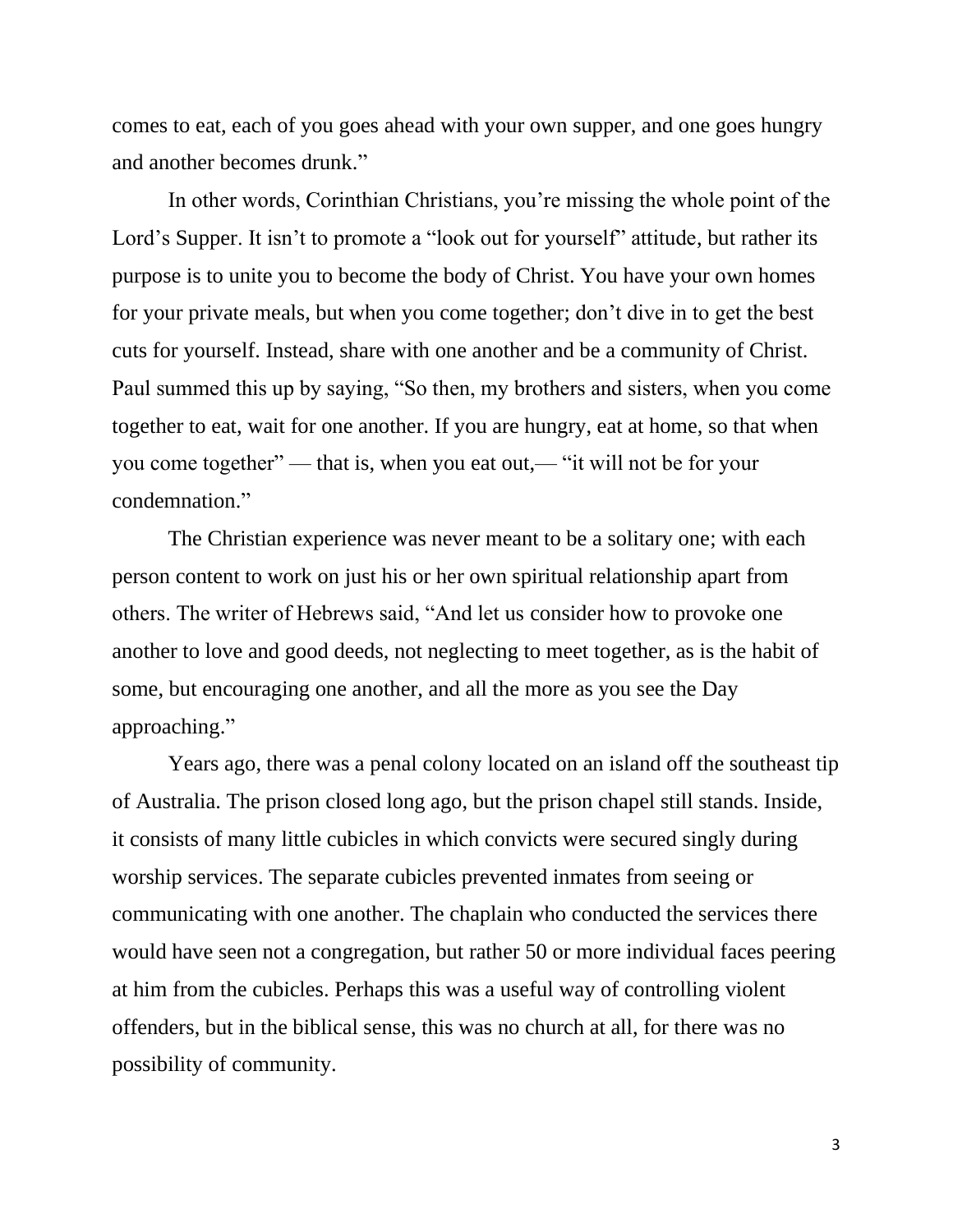comes to eat, each of you goes ahead with your own supper, and one goes hungry and another becomes drunk."

In other words, Corinthian Christians, you're missing the whole point of the Lord's Supper. It isn't to promote a "look out for yourself" attitude, but rather its purpose is to unite you to become the body of Christ. You have your own homes for your private meals, but when you come together; don't dive in to get the best cuts for yourself. Instead, share with one another and be a community of Christ. Paul summed this up by saying, "So then, my brothers and sisters, when you come together to eat, wait for one another. If you are hungry, eat at home, so that when you come together" — that is, when you eat out,— "it will not be for your condemnation."

The Christian experience was never meant to be a solitary one; with each person content to work on just his or her own spiritual relationship apart from others. The writer of Hebrews said, "And let us consider how to provoke one another to love and good deeds, not neglecting to meet together, as is the habit of some, but encouraging one another, and all the more as you see the Day approaching."

Years ago, there was a penal colony located on an island off the southeast tip of Australia. The prison closed long ago, but the prison chapel still stands. Inside, it consists of many little cubicles in which convicts were secured singly during worship services. The separate cubicles prevented inmates from seeing or communicating with one another. The chaplain who conducted the services there would have seen not a congregation, but rather 50 or more individual faces peering at him from the cubicles. Perhaps this was a useful way of controlling violent offenders, but in the biblical sense, this was no church at all, for there was no possibility of community.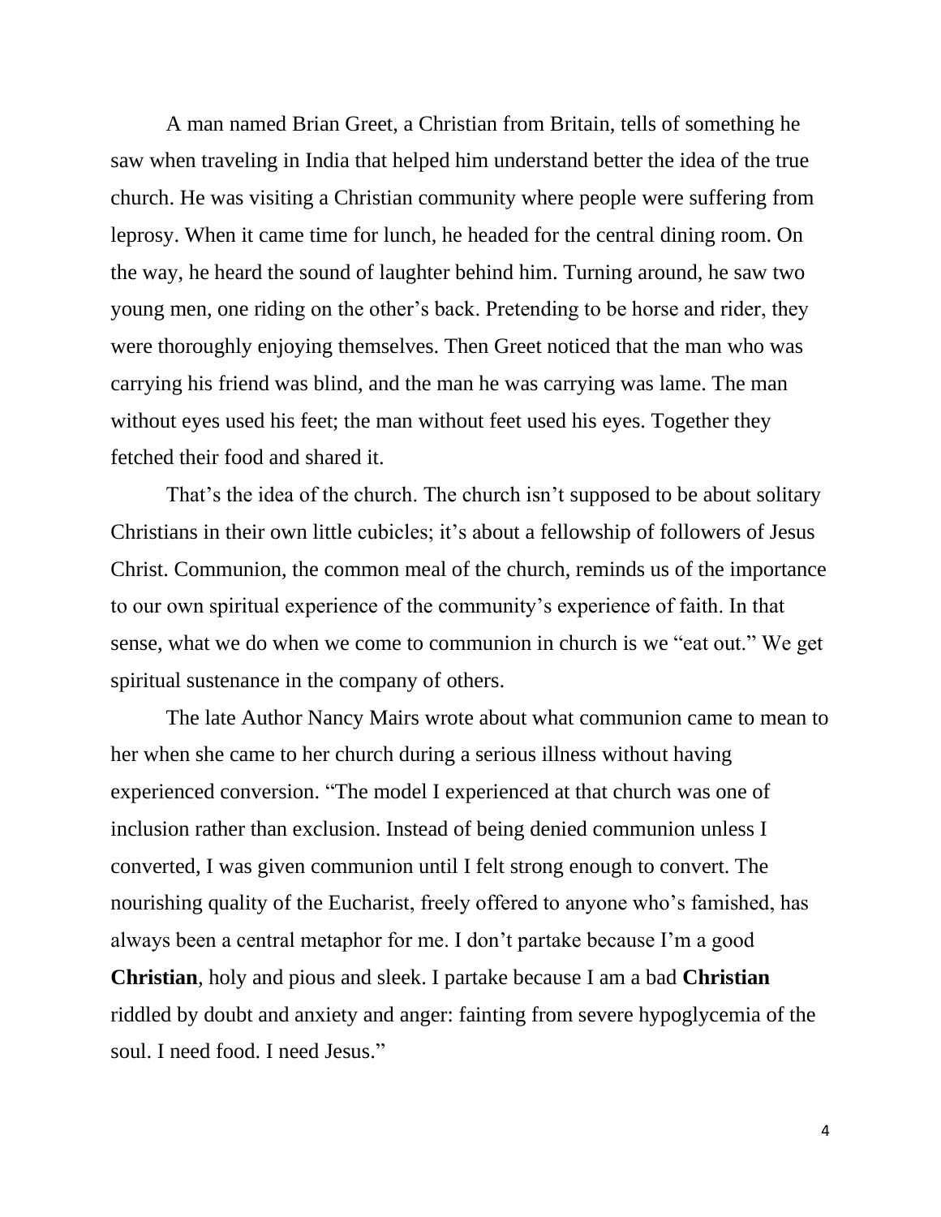A man named Brian Greet, a Christian from Britain, tells of something he saw when traveling in India that helped him understand better the idea of the true church. He was visiting a Christian community where people were suffering from leprosy. When it came time for lunch, he headed for the central dining room. On the way, he heard the sound of laughter behind him. Turning around, he saw two young men, one riding on the other's back. Pretending to be horse and rider, they were thoroughly enjoying themselves. Then Greet noticed that the man who was carrying his friend was blind, and the man he was carrying was lame. The man without eyes used his feet; the man without feet used his eyes. Together they fetched their food and shared it.

That's the idea of the church. The church isn't supposed to be about solitary Christians in their own little cubicles; it's about a fellowship of followers of Jesus Christ. Communion, the common meal of the church, reminds us of the importance to our own spiritual experience of the community's experience of faith. In that sense, what we do when we come to communion in church is we "eat out." We get spiritual sustenance in the company of others.

The late Author Nancy Mairs wrote about what communion came to mean to her when she came to her church during a serious illness without having experienced conversion. "The model I experienced at that church was one of inclusion rather than exclusion. Instead of being denied communion unless I converted, I was given communion until I felt strong enough to convert. The nourishing quality of the Eucharist, freely offered to anyone who's famished, has always been a central metaphor for me. I don't partake because I'm a good **Christian**, holy and pious and sleek. I partake because I am a bad **Christian** riddled by doubt and anxiety and anger: fainting from severe hypoglycemia of the soul. I need food. I need Jesus."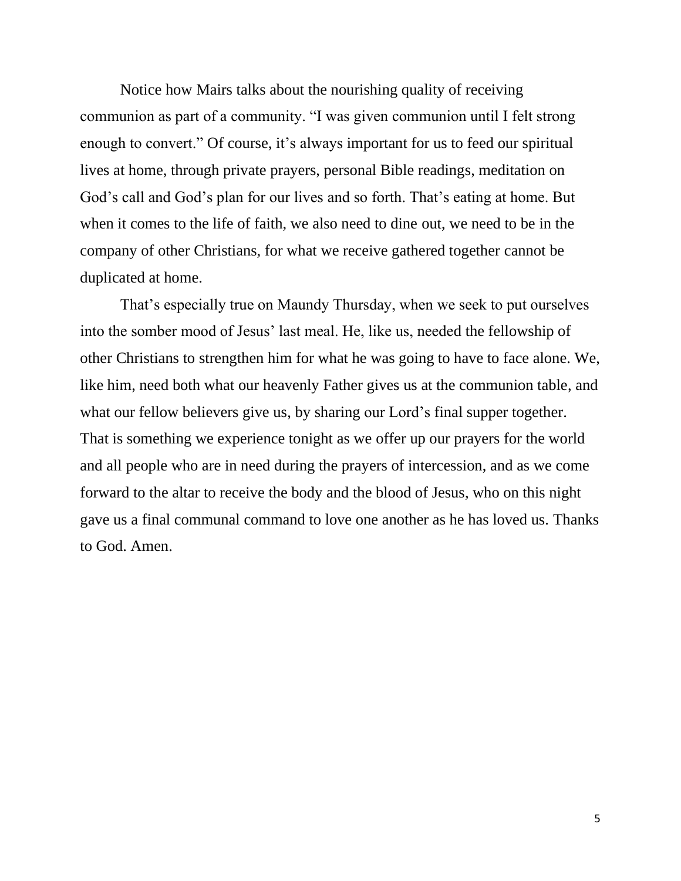Notice how Mairs talks about the nourishing quality of receiving communion as part of a community. "I was given communion until I felt strong enough to convert." Of course, it's always important for us to feed our spiritual lives at home, through private prayers, personal Bible readings, meditation on God's call and God's plan for our lives and so forth. That's eating at home. But when it comes to the life of faith, we also need to dine out, we need to be in the company of other Christians, for what we receive gathered together cannot be duplicated at home.

That's especially true on Maundy Thursday, when we seek to put ourselves into the somber mood of Jesus' last meal. He, like us, needed the fellowship of other Christians to strengthen him for what he was going to have to face alone. We, like him, need both what our heavenly Father gives us at the communion table, and what our fellow believers give us, by sharing our Lord's final supper together. That is something we experience tonight as we offer up our prayers for the world and all people who are in need during the prayers of intercession, and as we come forward to the altar to receive the body and the blood of Jesus, who on this night gave us a final communal command to love one another as he has loved us. Thanks to God. Amen.